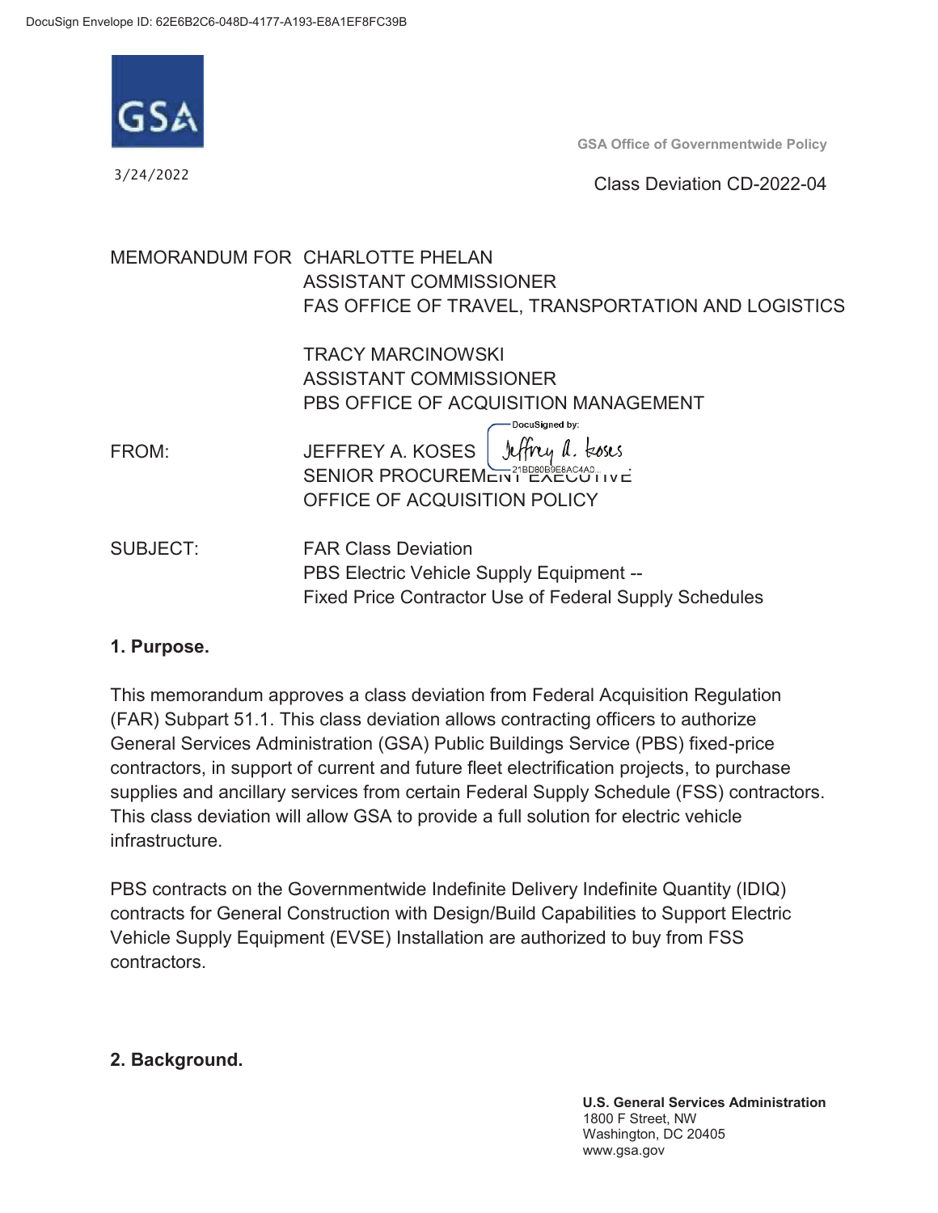DocuSign Envelope ID: 62E6B2C6-048D-4177-A193-E8A1EF8FC39B

GSA

**GSA Office of Governmentwide Policy**

3/24/2022

Class Deviation CD-2022-04

MEMORANDUM FOR CHARLOTTE PHELAN
ASSISTANT COMMISSIONER
FAS OFFICE OF TRAVEL, TRANSPORTATION AND LOGISTICS

TRACY MARCINOWSKI
ASSISTANT COMMISSIONER
PBS OFFICE OF ACQUISITION MANAGEMENT

FROM: JEFFREY A. KOSES
SENIOR PROCUREMENT EXECUTIVE
OFFICE OF ACQUISITION POLICY

DocuSigned by: Jeffrey A. Koses 21BD80B0E8AC4A0...

SUBJECT: FAR Class Deviation
PBS Electric Vehicle Supply Equipment --
Fixed Price Contractor Use of Federal Supply Schedules

**1. Purpose.**

This memorandum approves a class deviation from Federal Acquisition Regulation (FAR) Subpart 51.1. This class deviation allows contracting officers to authorize General Services Administration (GSA) Public Buildings Service (PBS) fixed-price contractors, in support of current and future fleet electrification projects, to purchase supplies and ancillary services from certain Federal Supply Schedule (FSS) contractors. This class deviation will allow GSA to provide a full solution for electric vehicle infrastructure.

PBS contracts on the Governmentwide Indefinite Delivery Indefinite Quantity (IDIQ) contracts for General Construction with Design/Build Capabilities to Support Electric Vehicle Supply Equipment (EVSE) Installation are authorized to buy from FSS contractors.

**2. Background.**

**U.S. General Services Administration**
1800 F Street, NW
Washington, DC 20405
www.gsa.gov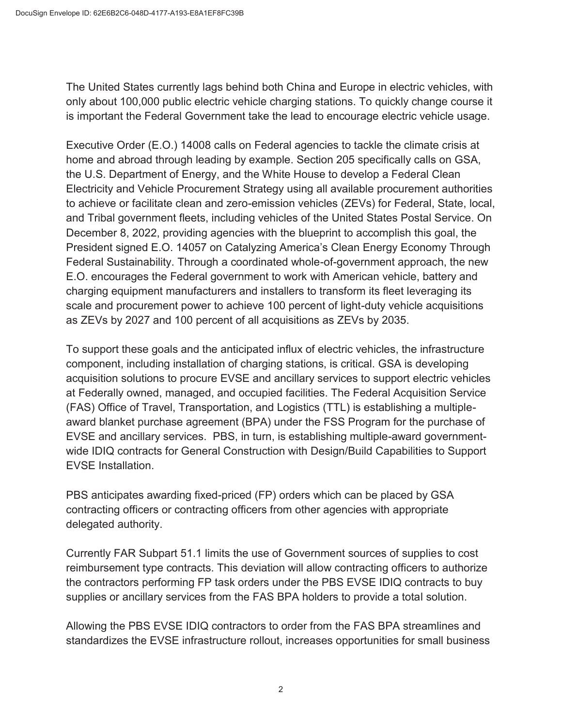The United States currently lags behind both China and Europe in electric vehicles, with only about 100,000 public electric vehicle charging stations. To quickly change course it is important the Federal Government take the lead to encourage electric vehicle usage.

Executive Order (E.O.) 14008 calls on Federal agencies to tackle the climate crisis at home and abroad through leading by example. Section 205 specifically calls on GSA, the U.S. Department of Energy, and the White House to develop a Federal Clean Electricity and Vehicle Procurement Strategy using all available procurement authorities to achieve or facilitate clean and zero-emission vehicles (ZEVs) for Federal, State, local, and Tribal government fleets, including vehicles of the United States Postal Service. On December 8, 2022, providing agencies with the blueprint to accomplish this goal, the President signed E.O. 14057 on Catalyzing America's Clean Energy Economy Through Federal Sustainability. Through a coordinated whole-of-government approach, the new E.O. encourages the Federal government to work with American vehicle, battery and charging equipment manufacturers and installers to transform its fleet leveraging its scale and procurement power to achieve 100 percent of light-duty vehicle acquisitions as ZEVs by 2027 and 100 percent of all acquisitions as ZEVs by 2035.

To support these goals and the anticipated influx of electric vehicles, the infrastructure component, including installation of charging stations, is critical. GSA is developing acquisition solutions to procure EVSE and ancillary services to support electric vehicles at Federally owned, managed, and occupied facilities. The Federal Acquisition Service (FAS) Office of Travel, Transportation, and Logistics (TTL) is establishing a multiple-award blanket purchase agreement (BPA) under the FSS Program for the purchase of EVSE and ancillary services. PBS, in turn, is establishing multiple-award government-wide IDIQ contracts for General Construction with Design/Build Capabilities to Support EVSE Installation.

PBS anticipates awarding fixed-priced (FP) orders which can be placed by GSA contracting officers or contracting officers from other agencies with appropriate delegated authority.

Currently FAR Subpart 51.1 limits the use of Government sources of supplies to cost reimbursement type contracts. This deviation will allow contracting officers to authorize the contractors performing FP task orders under the PBS EVSE IDIQ contracts to buy supplies or ancillary services from the FAS BPA holders to provide a total solution.

Allowing the PBS EVSE IDIQ contractors to order from the FAS BPA streamlines and standardizes the EVSE infrastructure rollout, increases opportunities for small business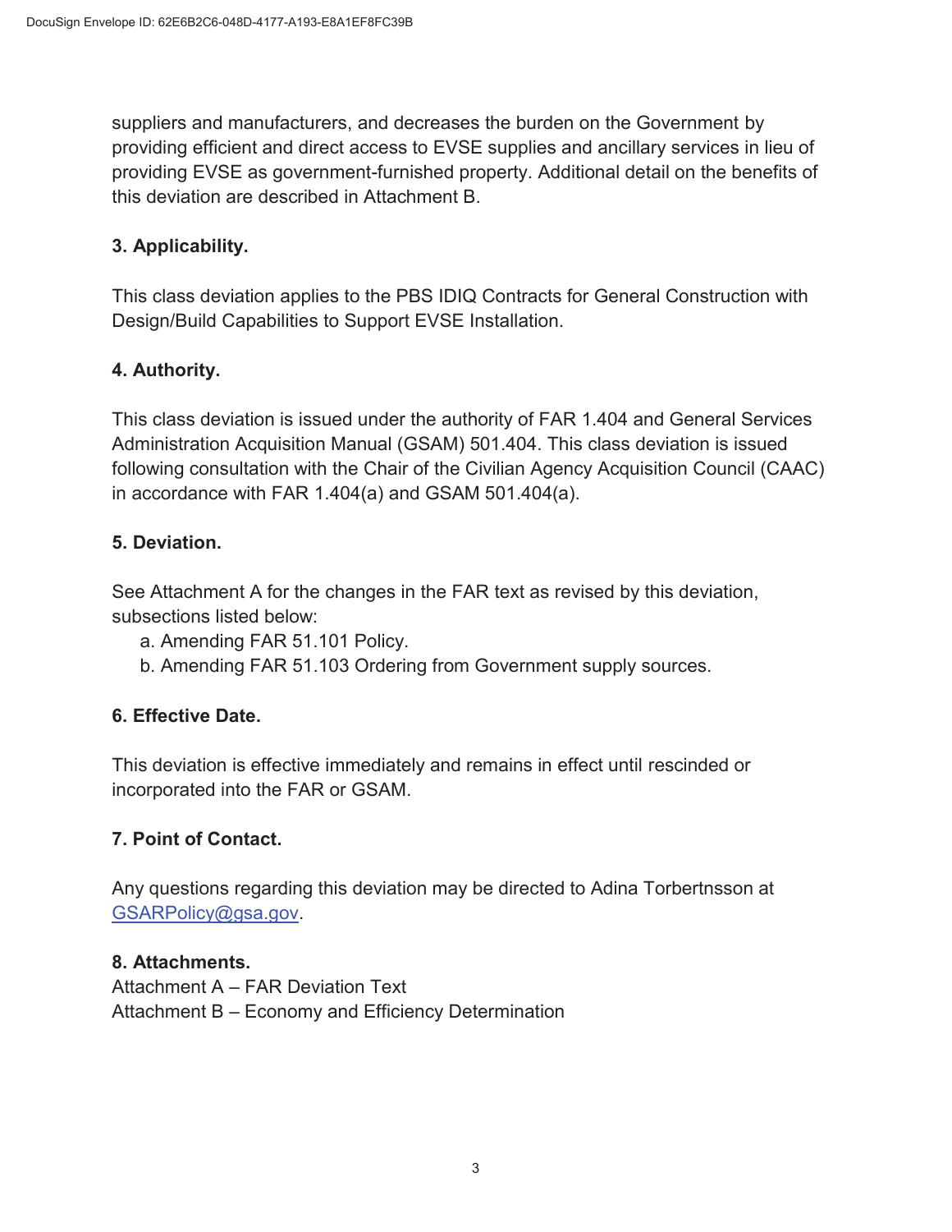suppliers and manufacturers, and decreases the burden on the Government by providing efficient and direct access to EVSE supplies and ancillary services in lieu of providing EVSE as government-furnished property. Additional detail on the benefits of this deviation are described in Attachment B.

**3. Applicability.**

This class deviation applies to the PBS IDIQ Contracts for General Construction with Design/Build Capabilities to Support EVSE Installation.

**4. Authority.**

This class deviation is issued under the authority of FAR 1.404 and General Services Administration Acquisition Manual (GSAM) 501.404. This class deviation is issued following consultation with the Chair of the Civilian Agency Acquisition Council (CAAC) in accordance with FAR 1.404(a) and GSAM 501.404(a).

**5. Deviation.**

See Attachment A for the changes in the FAR text as revised by this deviation, subsections listed below:

a. Amending FAR 51.101 Policy.
b. Amending FAR 51.103 Ordering from Government supply sources.

**6. Effective Date.**

This deviation is effective immediately and remains in effect until rescinded or incorporated into the FAR or GSAM.

**7. Point of Contact.**

Any questions regarding this deviation may be directed to Adina Torbertnsson at GSARPolicy@gsa.gov.

**8. Attachments.**
Attachment A – FAR Deviation Text
Attachment B – Economy and Efficiency Determination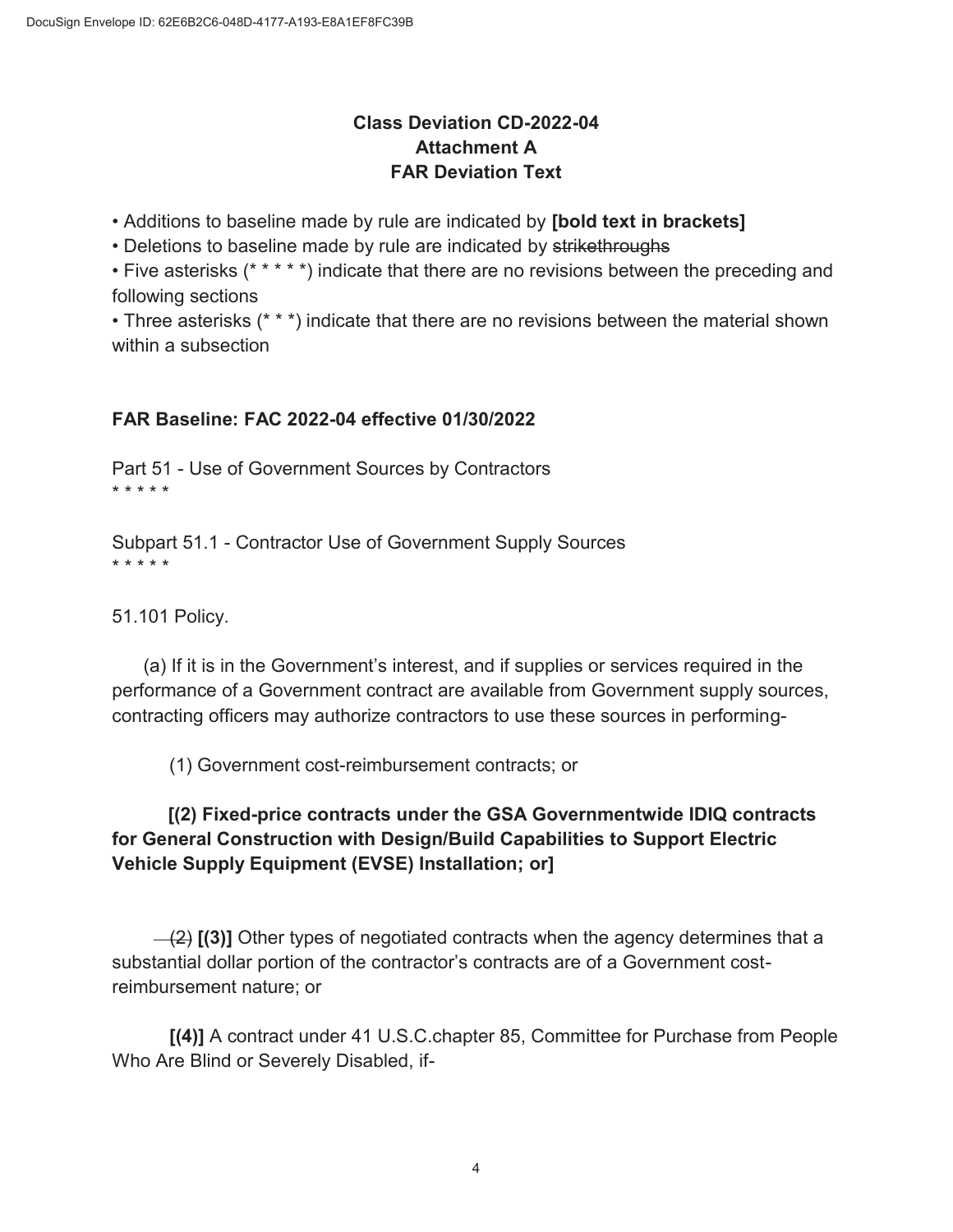## Class Deviation CD-2022-04
## Attachment A
## FAR Deviation Text

- Additions to baseline made by rule are indicated by **[bold text in brackets]**
- Deletions to baseline made by rule are indicated by ~~strikethroughs~~
- Five asterisks (* * * * *) indicate that there are no revisions between the preceding and following sections
- Three asterisks (* * *) indicate that there are no revisions between the material shown within a subsection

**FAR Baseline: FAC 2022-04 effective 01/30/2022**

Part 51 - Use of Government Sources by Contractors
* * * * *

Subpart 51.1 - Contractor Use of Government Supply Sources
* * * * *

51.101 Policy.

(a) If it is in the Government's interest, and if supplies or services required in the performance of a Government contract are available from Government supply sources, contracting officers may authorize contractors to use these sources in performing-

(1) Government cost-reimbursement contracts; or

**[(2) Fixed-price contracts under the GSA Governmentwide IDIQ contracts for General Construction with Design/Build Capabilities to Support Electric Vehicle Supply Equipment (EVSE) Installation; or]**

~~(2)~~ **[(3)]** Other types of negotiated contracts when the agency determines that a substantial dollar portion of the contractor's contracts are of a Government cost-reimbursement nature; or

**[(4)]** A contract under 41 U.S.C.chapter 85, Committee for Purchase from People Who Are Blind or Severely Disabled, if-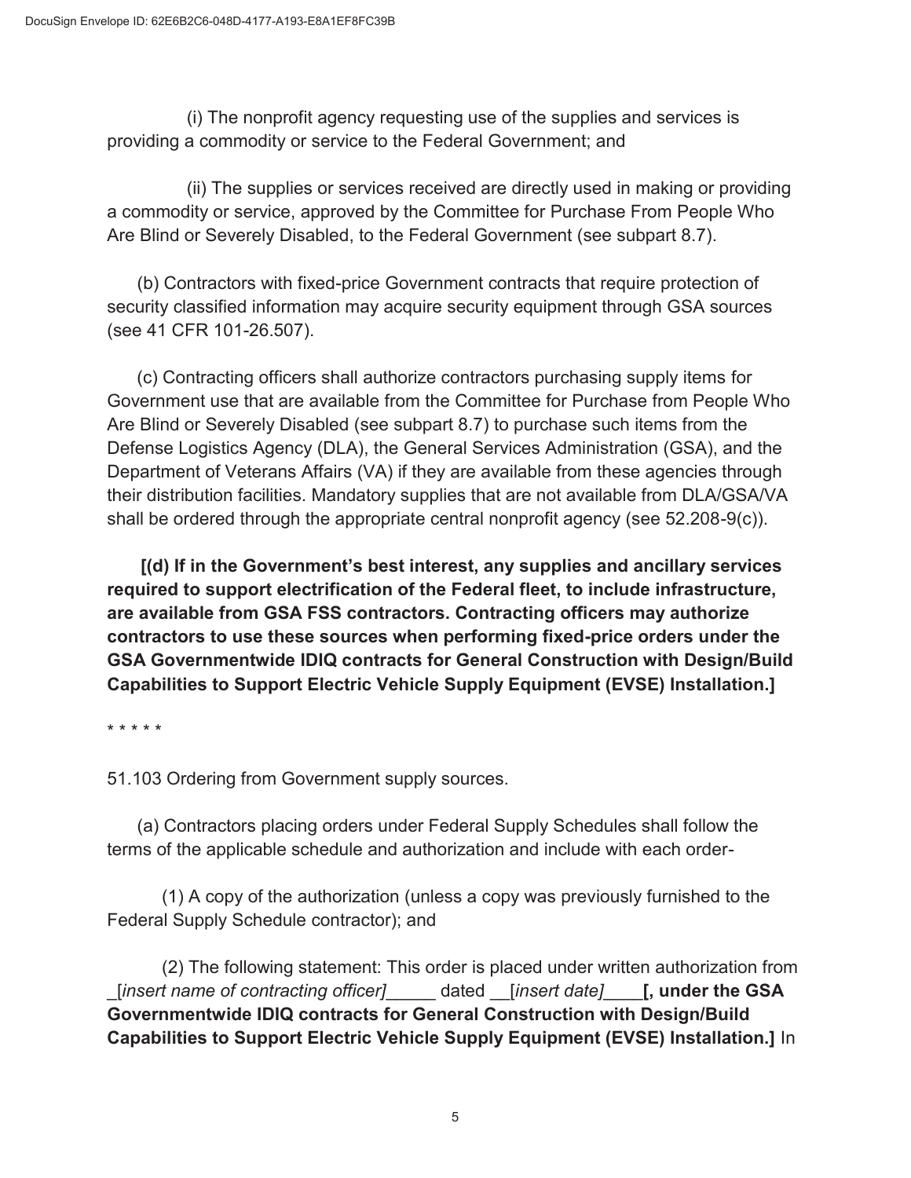(i) The nonprofit agency requesting use of the supplies and services is providing a commodity or service to the Federal Government; and

(ii) The supplies or services received are directly used in making or providing a commodity or service, approved by the Committee for Purchase From People Who Are Blind or Severely Disabled, to the Federal Government (see subpart 8.7).

(b) Contractors with fixed-price Government contracts that require protection of security classified information may acquire security equipment through GSA sources (see 41 CFR 101-26.507).

(c) Contracting officers shall authorize contractors purchasing supply items for Government use that are available from the Committee for Purchase from People Who Are Blind or Severely Disabled (see subpart 8.7) to purchase such items from the Defense Logistics Agency (DLA), the General Services Administration (GSA), and the Department of Veterans Affairs (VA) if they are available from these agencies through their distribution facilities. Mandatory supplies that are not available from DLA/GSA/VA shall be ordered through the appropriate central nonprofit agency (see 52.208-9(c)).

**[(d) If in the Government's best interest, any supplies and ancillary services required to support electrification of the Federal fleet, to include infrastructure, are available from GSA FSS contractors. Contracting officers may authorize contractors to use these sources when performing fixed-price orders under the GSA Governmentwide IDIQ contracts for General Construction with Design/Build Capabilities to Support Electric Vehicle Supply Equipment (EVSE) Installation.]**

\* \* \* \* \*

51.103 Ordering from Government supply sources.

(a) Contractors placing orders under Federal Supply Schedules shall follow the terms of the applicable schedule and authorization and include with each order-

(1) A copy of the authorization (unless a copy was previously furnished to the Federal Supply Schedule contractor); and

(2) The following statement: This order is placed under written authorization from _[*insert name of contracting officer]*_____ dated __[*insert date]*____**[, under the GSA Governmentwide IDIQ contracts for General Construction with Design/Build Capabilities to Support Electric Vehicle Supply Equipment (EVSE) Installation.]** In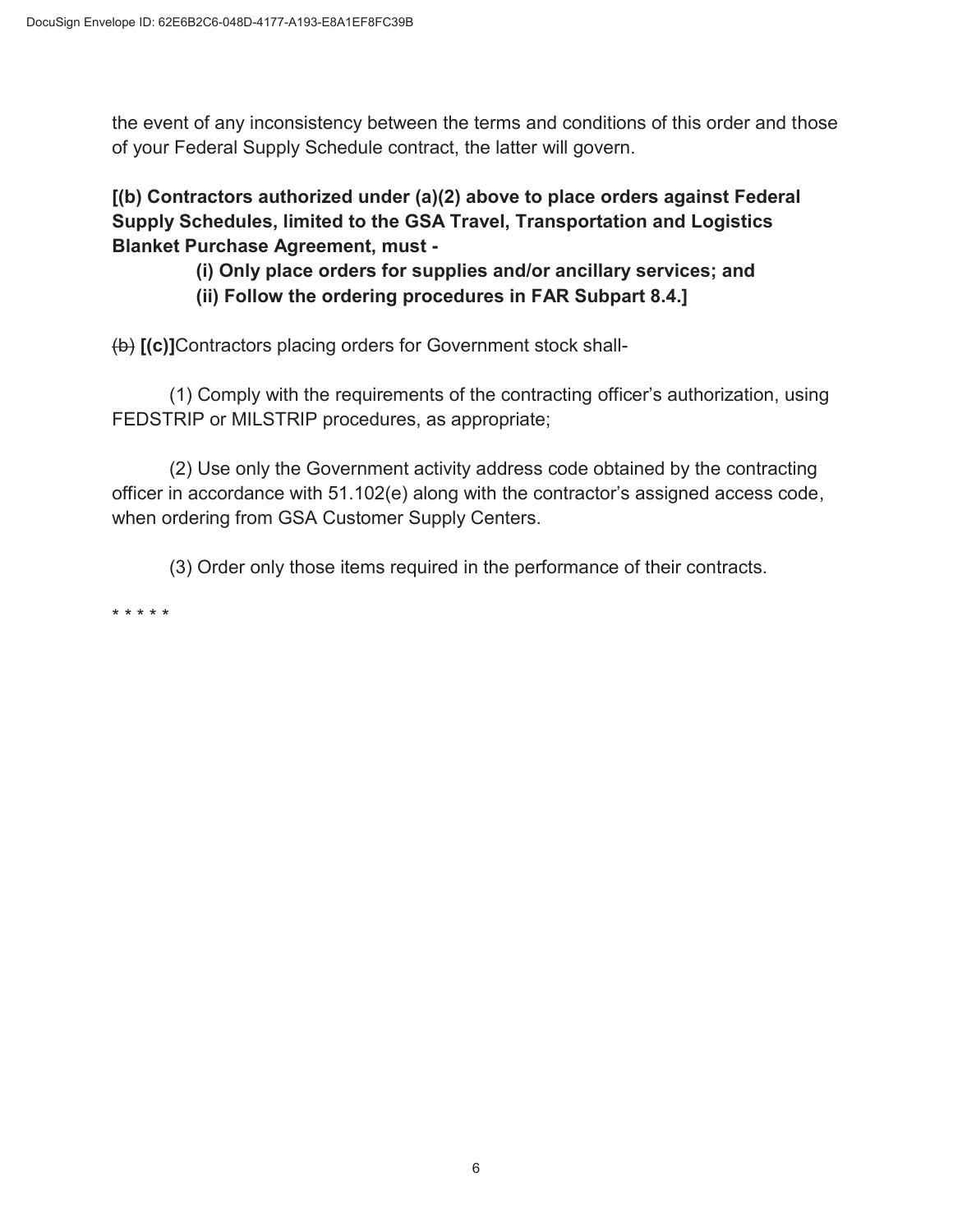the event of any inconsistency between the terms and conditions of this order and those of your Federal Supply Schedule contract, the latter will govern.

**[(b) Contractors authorized under (a)(2) above to place orders against Federal Supply Schedules, limited to the GSA Travel, Transportation and Logistics Blanket Purchase Agreement, must -**

**(i) Only place orders for supplies and/or ancillary services; and**

**(ii) Follow the ordering procedures in FAR Subpart 8.4.]**

~~(b)~~ **[(c)]**Contractors placing orders for Government stock shall-

(1) Comply with the requirements of the contracting officer's authorization, using FEDSTRIP or MILSTRIP procedures, as appropriate;

(2) Use only the Government activity address code obtained by the contracting officer in accordance with 51.102(e) along with the contractor's assigned access code, when ordering from GSA Customer Supply Centers.

(3) Order only those items required in the performance of their contracts.

\* \* \* \* \*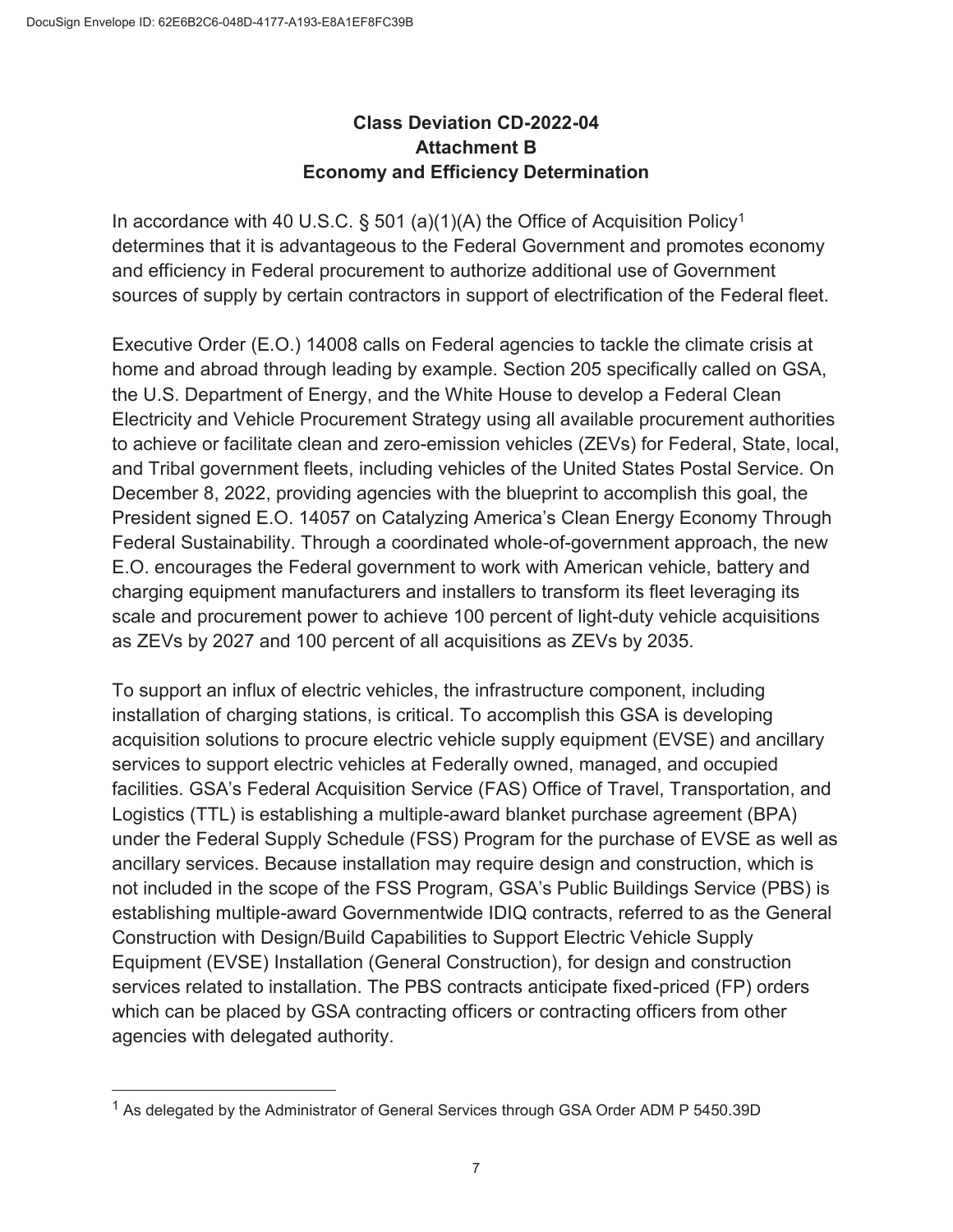**Class Deviation CD-2022-04**
**Attachment B**
**Economy and Efficiency Determination**

In accordance with 40 U.S.C. § 501 (a)(1)(A) the Office of Acquisition Policy[1] determines that it is advantageous to the Federal Government and promotes economy and efficiency in Federal procurement to authorize additional use of Government sources of supply by certain contractors in support of electrification of the Federal fleet.

Executive Order (E.O.) 14008 calls on Federal agencies to tackle the climate crisis at home and abroad through leading by example. Section 205 specifically called on GSA, the U.S. Department of Energy, and the White House to develop a Federal Clean Electricity and Vehicle Procurement Strategy using all available procurement authorities to achieve or facilitate clean and zero-emission vehicles (ZEVs) for Federal, State, local, and Tribal government fleets, including vehicles of the United States Postal Service. On December 8, 2022, providing agencies with the blueprint to accomplish this goal, the President signed E.O. 14057 on Catalyzing America's Clean Energy Economy Through Federal Sustainability. Through a coordinated whole-of-government approach, the new E.O. encourages the Federal government to work with American vehicle, battery and charging equipment manufacturers and installers to transform its fleet leveraging its scale and procurement power to achieve 100 percent of light-duty vehicle acquisitions as ZEVs by 2027 and 100 percent of all acquisitions as ZEVs by 2035.

To support an influx of electric vehicles, the infrastructure component, including installation of charging stations, is critical. To accomplish this GSA is developing acquisition solutions to procure electric vehicle supply equipment (EVSE) and ancillary services to support electric vehicles at Federally owned, managed, and occupied facilities. GSA's Federal Acquisition Service (FAS) Office of Travel, Transportation, and Logistics (TTL) is establishing a multiple-award blanket purchase agreement (BPA) under the Federal Supply Schedule (FSS) Program for the purchase of EVSE as well as ancillary services. Because installation may require design and construction, which is not included in the scope of the FSS Program, GSA's Public Buildings Service (PBS) is establishing multiple-award Governmentwide IDIQ contracts, referred to as the General Construction with Design/Build Capabilities to Support Electric Vehicle Supply Equipment (EVSE) Installation (General Construction), for design and construction services related to installation. The PBS contracts anticipate fixed-priced (FP) orders which can be placed by GSA contracting officers or contracting officers from other agencies with delegated authority.

---

[1] As delegated by the Administrator of General Services through GSA Order ADM P 5450.39D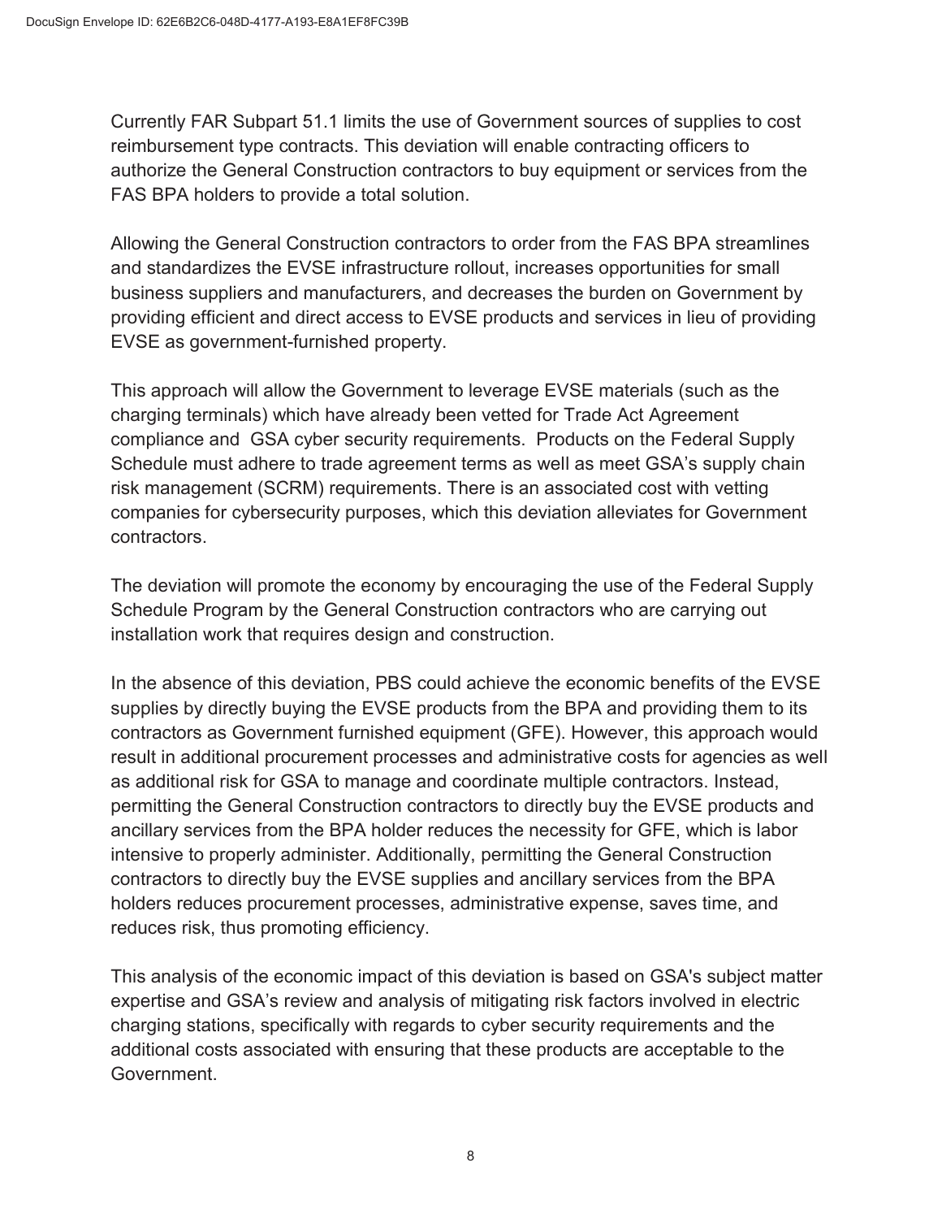Currently FAR Subpart 51.1 limits the use of Government sources of supplies to cost reimbursement type contracts. This deviation will enable contracting officers to authorize the General Construction contractors to buy equipment or services from the FAS BPA holders to provide a total solution.

Allowing the General Construction contractors to order from the FAS BPA streamlines and standardizes the EVSE infrastructure rollout, increases opportunities for small business suppliers and manufacturers, and decreases the burden on Government by providing efficient and direct access to EVSE products and services in lieu of providing EVSE as government-furnished property.

This approach will allow the Government to leverage EVSE materials (such as the charging terminals) which have already been vetted for Trade Act Agreement compliance and GSA cyber security requirements. Products on the Federal Supply Schedule must adhere to trade agreement terms as well as meet GSA's supply chain risk management (SCRM) requirements. There is an associated cost with vetting companies for cybersecurity purposes, which this deviation alleviates for Government contractors.

The deviation will promote the economy by encouraging the use of the Federal Supply Schedule Program by the General Construction contractors who are carrying out installation work that requires design and construction.

In the absence of this deviation, PBS could achieve the economic benefits of the EVSE supplies by directly buying the EVSE products from the BPA and providing them to its contractors as Government furnished equipment (GFE). However, this approach would result in additional procurement processes and administrative costs for agencies as well as additional risk for GSA to manage and coordinate multiple contractors. Instead, permitting the General Construction contractors to directly buy the EVSE products and ancillary services from the BPA holder reduces the necessity for GFE, which is labor intensive to properly administer. Additionally, permitting the General Construction contractors to directly buy the EVSE supplies and ancillary services from the BPA holders reduces procurement processes, administrative expense, saves time, and reduces risk, thus promoting efficiency.

This analysis of the economic impact of this deviation is based on GSA's subject matter expertise and GSA's review and analysis of mitigating risk factors involved in electric charging stations, specifically with regards to cyber security requirements and the additional costs associated with ensuring that these products are acceptable to the Government.